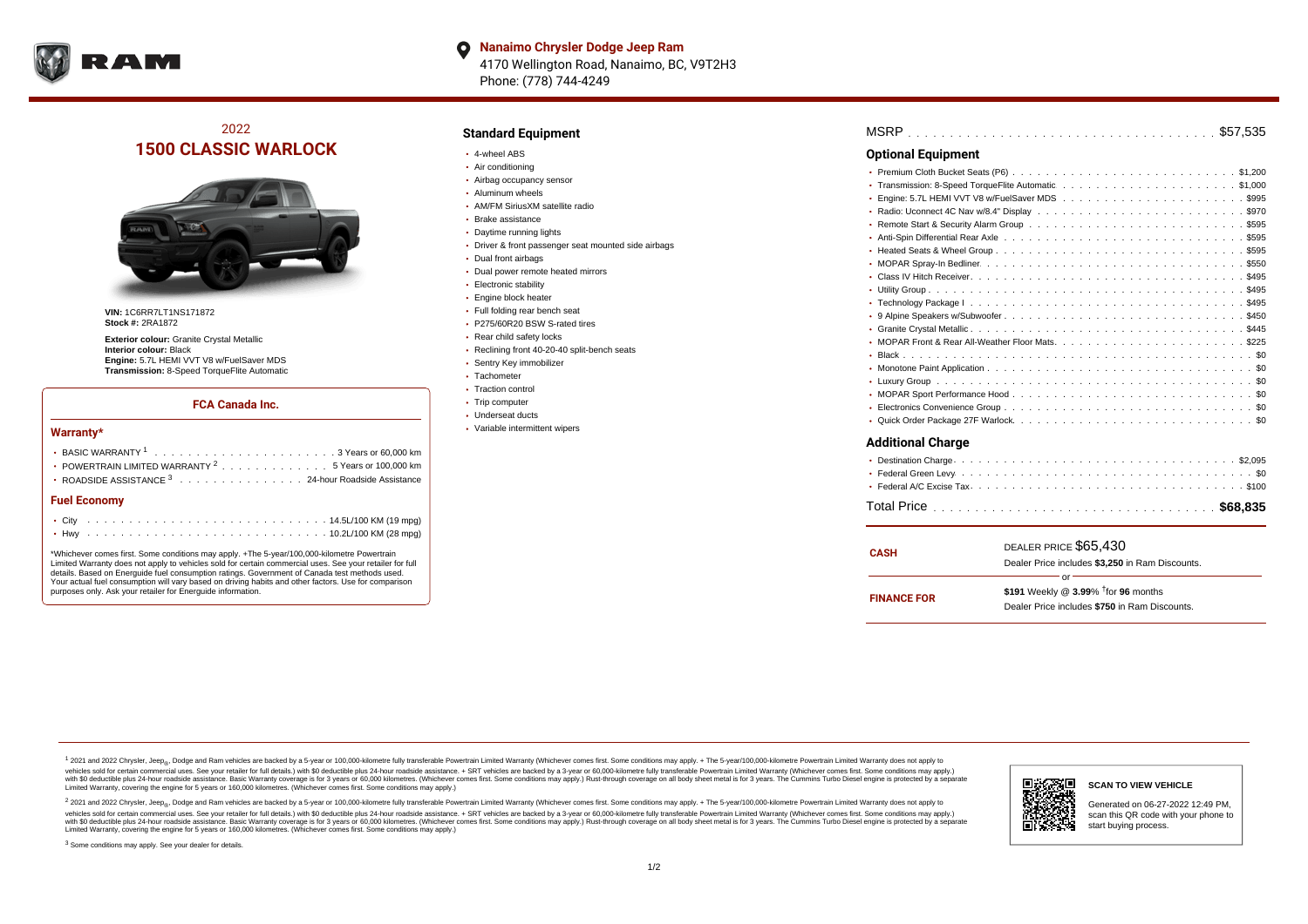**Nanaimo Chrysler Dodge Jeep Ram**
4170 Wellington Road, Nanaimo, BC, V9T2H3
Phone: (778) 744-4249

# 2022
# 1500 CLASSIC WARLOCK

**VIN:** 1C6RR7LT1NS171872
**Stock #:** 2RA1872

**Exterior colour:** Granite Crystal Metallic
**Interior colour:** Black
**Engine:** 5.7L HEMI VVT V8 w/FuelSaver MDS
**Transmission:** 8-Speed TorqueFlite Automatic

### FCA Canada Inc.

#### Warranty*

- BASIC WARRANTY [1] .......... 3 Years or 60,000 km
- POWERTRAIN LIMITED WARRANTY [2] .......... 5 Years or 100,000 km
- ROADSIDE ASSISTANCE [3] .......... 24-hour Roadside Assistance

#### Fuel Economy

- City .......... 14.5L/100 KM (19 mpg)
- Hwy .......... 10.2L/100 KM (28 mpg)

*Whichever comes first. Some conditions may apply. +The 5-year/100,000-kilometre Powertrain Limited Warranty does not apply to vehicles sold for certain commercial uses. See your retailer for full details. Based on Energuide fuel consumption ratings. Government of Canada test methods used. Your actual fuel consumption will vary based on driving habits and other factors. Use for comparison purposes only. Ask your retailer for Energuide information.

## Standard Equipment

- 4-wheel ABS
- Air conditioning
- Airbag occupancy sensor
- Aluminum wheels
- AM/FM SiriusXM satellite radio
- Brake assistance
- Daytime running lights
- Driver & front passenger seat mounted side airbags
- Dual front airbags
- Dual power remote heated mirrors
- Electronic stability
- Engine block heater
- Full folding rear bench seat
- P275/60R20 BSW S-rated tires
- Rear child safety locks
- Reclining front 40-20-40 split-bench seats
- Sentry Key immobilizer
- Tachometer
- Traction control
- Trip computer
- Underseat ducts
- Variable intermittent wipers

**MSRP** .......... $57,535

## Optional Equipment

- Premium Cloth Bucket Seats (P6) .......... $1,200
- Transmission: 8-Speed TorqueFlite Automatic .......... $1,000
- Engine: 5.7L HEMI VVT V8 w/FuelSaver MDS .......... $995
- Radio: Uconnect 4C Nav w/8.4" Display .......... $970
- Remote Start & Security Alarm Group .......... $595
- Anti-Spin Differential Rear Axle .......... $595
- Heated Seats & Wheel Group .......... $595
- MOPAR Spray-In Bedliner .......... $550
- Class IV Hitch Receiver .......... $495
- Utility Group .......... $495
- Technology Package I .......... $495
- 9 Alpine Speakers w/Subwoofer .......... $450
- Granite Crystal Metallic .......... $445
- MOPAR Front & Rear All-Weather Floor Mats .......... $225
- Black .......... $0
- Monotone Paint Application .......... $0
- Luxury Group .......... $0
- MOPAR Sport Performance Hood .......... $0
- Electronics Convenience Group .......... $0
- Quick Order Package 27F Warlock .......... $0

## Additional Charge

- Destination Charge .......... $2,095
- Federal Green Levy .......... $0
- Federal A/C Excise Tax .......... $100

**Total Price** .......... **$68,835**

**CASH**
DEALER PRICE $65,430
Dealer Price includes **$3,250** in Ram Discounts.

or

**FINANCE FOR**
**$191** Weekly @ **3.99**% †for **96** months
Dealer Price includes **$750** in Ram Discounts.

[1] 2021 and 2022 Chrysler, Jeep®, Dodge and Ram vehicles are backed by a 5-year or 100,000-kilometre fully transferable Powertrain Limited Warranty (Whichever comes first. Some conditions may apply. + The 5-year/100,000-kilometre Powertrain Limited Warranty does not apply to vehicles sold for certain commercial uses. See your retailer for full details.) with $0 deductible plus 24-hour roadside assistance. + SRT vehicles are backed by a 3-year or 60,000-kilometre fully transferable Powertrain Limited Warranty (Whichever comes first. Some conditions may apply.) with $0 deductible plus 24-hour roadside assistance. Basic Warranty coverage is for 3 years or 60,000 kilometres. (Whichever comes first. Some conditions may apply.) Rust-through coverage on all body sheet metal is for 3 years. The Cummins Turbo Diesel engine is protected by a separate Limited Warranty, covering the engine for 5 years or 160,000 kilometres. (Whichever comes first. Some conditions may apply.)

[2] 2021 and 2022 Chrysler, Jeep®, Dodge and Ram vehicles are backed by a 5-year or 100,000-kilometre fully transferable Powertrain Limited Warranty (Whichever comes first. Some conditions may apply. + The 5-year/100,000-kilometre Powertrain Limited Warranty does not apply to vehicles sold for certain commercial uses. See your retailer for full details.) with $0 deductible plus 24-hour roadside assistance. + SRT vehicles are backed by a 3-year or 60,000-kilometre fully transferable Powertrain Limited Warranty (Whichever comes first. Some conditions may apply.) with $0 deductible plus 24-hour roadside assistance. Basic Warranty coverage is for 3 years or 60,000 kilometres. (Whichever comes first. Some conditions may apply.) Rust-through coverage on all body sheet metal is for 3 years. The Cummins Turbo Diesel engine is protected by a separate Limited Warranty, covering the engine for 5 years or 160,000 kilometres. (Whichever comes first. Some conditions may apply.)

[3] Some conditions may apply. See your dealer for details.

**SCAN TO VIEW VEHICLE**

Generated on 06-27-2022 12:49 PM, scan this QR code with your phone to start buying process.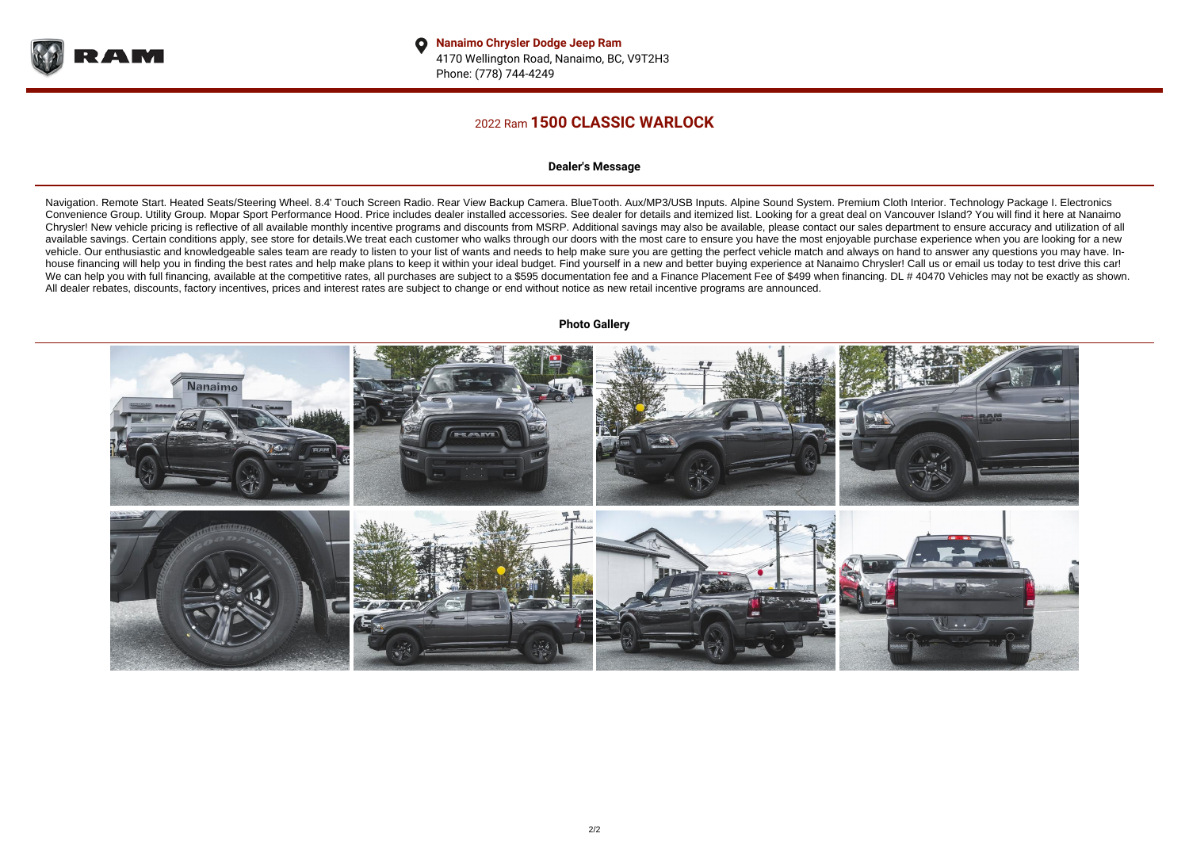Nanaimo Chrysler Dodge Jeep Ram
4170 Wellington Road, Nanaimo, BC, V9T2H3
Phone: (778) 744-4249

# 2022 Ram **1500 CLASSIC WARLOCK**

## Dealer's Message

Navigation. Remote Start. Heated Seats/Steering Wheel. 8.4' Touch Screen Radio. Rear View Backup Camera. BlueTooth. Aux/MP3/USB Inputs. Alpine Sound System. Premium Cloth Interior. Technology Package I. Electronics Convenience Group. Utility Group. Mopar Sport Performance Hood. Price includes dealer installed accessories. See dealer for details and itemized list. Looking for a great deal on Vancouver Island? You will find it here at Nanaimo Chrysler! New vehicle pricing is reflective of all available monthly incentive programs and discounts from MSRP. Additional savings may also be available, please contact our sales department to ensure accuracy and utilization of all available savings. Certain conditions apply, see store for details.We treat each customer who walks through our doors with the most care to ensure you have the most enjoyable purchase experience when you are looking for a new vehicle. Our enthusiastic and knowledgeable sales team are ready to listen to your list of wants and needs to help make sure you are getting the perfect vehicle match and always on hand to answer any questions you may have. In-house financing will help you in finding the best rates and help make plans to keep it within your ideal budget. Find yourself in a new and better buying experience at Nanaimo Chrysler! Call us or email us today to test drive this car! We can help you with full financing, available at the competitive rates, all purchases are subject to a $595 documentation fee and a Finance Placement Fee of $499 when financing. DL # 40470 Vehicles may not be exactly as shown. All dealer rebates, discounts, factory incentives, prices and interest rates are subject to change or end without notice as new retail incentive programs are announced.

## Photo Gallery